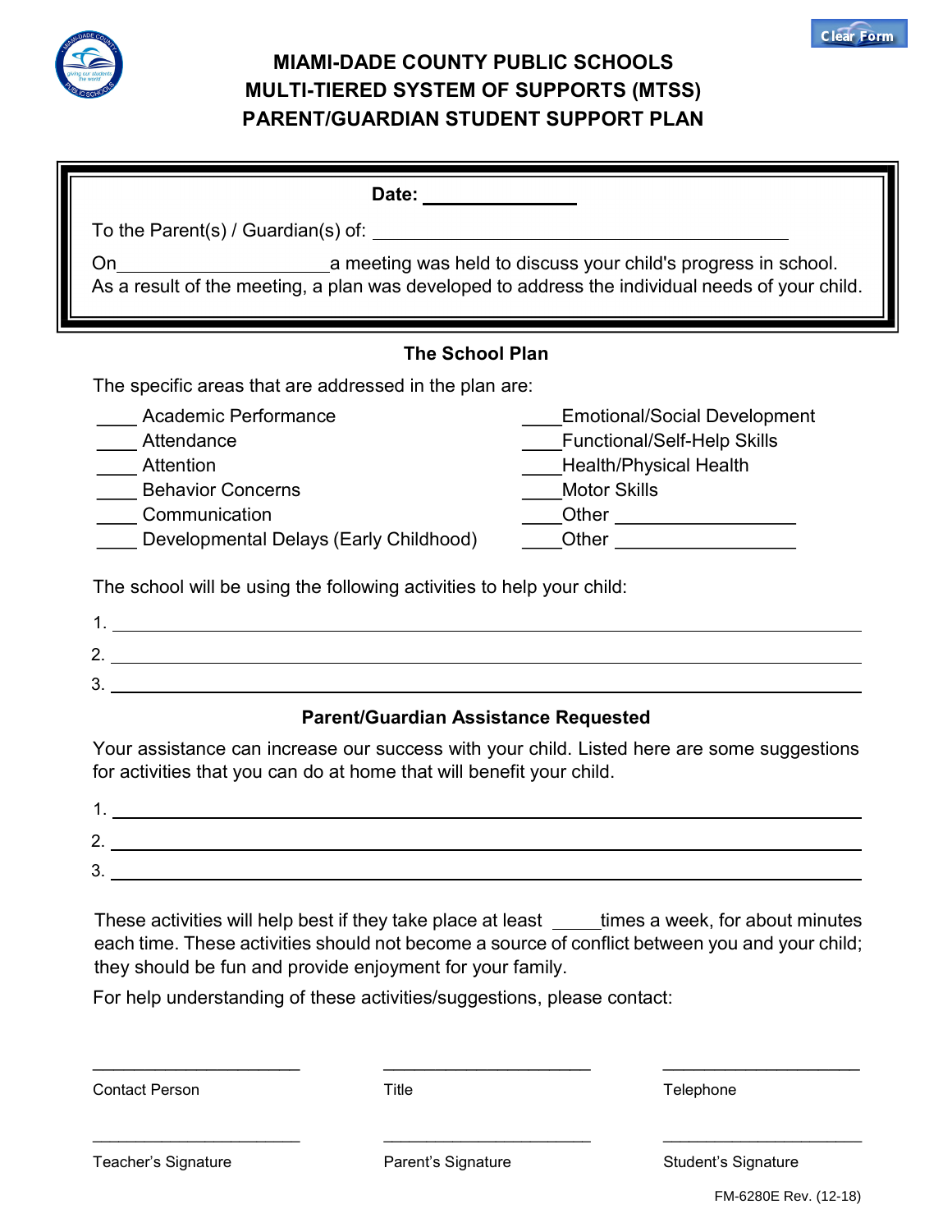# MIAMI-DADE COUNTY PUBLIC SCHOOLS
# MULTI-TIERED SYSTEM OF SUPPORTS (MTSS)
# PARENT/GUARDIAN STUDENT SUPPORT PLAN

**Date:** _______________

To the Parent(s) / Guardian(s) of: ________________________________________

On ____________________ a meeting was held to discuss your child's progress in school. As a result of the meeting, a plan was developed to address the individual needs of your child.

## The School Plan

The specific areas that are addressed in the plan are:

- ____ Academic Performance
- ____ Attendance
- ____ Attention
- ____ Behavior Concerns
- ____ Communication
- ____ Developmental Delays (Early Childhood)
- ____ Emotional/Social Development
- ____ Functional/Self-Help Skills
- ____ Health/Physical Health
- ____ Motor Skills
- ____ Other _______________
- ____ Other _______________

The school will be using the following activities to help your child:

1. ________________________________________
2. ________________________________________
3. ________________________________________

## Parent/Guardian Assistance Requested

Your assistance can increase our success with your child. Listed here are some suggestions for activities that you can do at home that will benefit your child.

1. ________________________________________
2. ________________________________________
3. ________________________________________

These activities will help best if they take place at least _____ times a week, for about minutes each time. These activities should not become a source of conflict between you and your child; they should be fun and provide enjoyment for your family.

For help understanding of these activities/suggestions, please contact:

| ____________________ | ____________________ | ____________________ |
|---|---|---|
| Contact Person | Title | Telephone |
| ____________________ | ____________________ | ____________________ |
| Teacher's Signature | Parent's Signature | Student's Signature |

FM-6280E Rev. (12-18)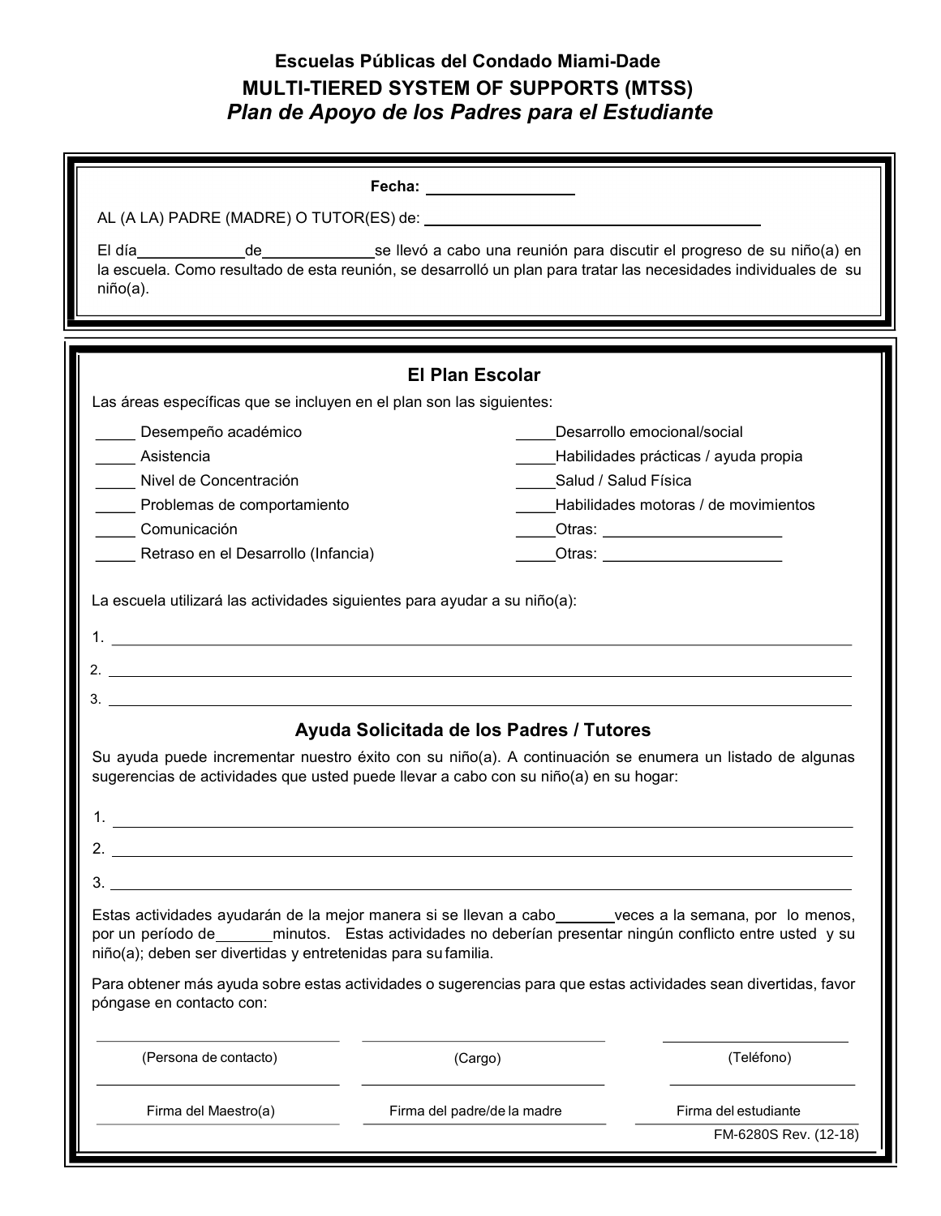**Escuelas Públicas del Condado Miami-Dade**

**MULTI-TIERED SYSTEM OF SUPPORTS (MTSS)**

***Plan de Apoyo de los Padres para el Estudiante***

**Fecha:** ________________

AL (A LA) PADRE (MADRE) O TUTOR(ES) de: ________________________________________

El día____________de____________se llevó a cabo una reunión para discutir el progreso de su niño(a) en la escuela. Como resultado de esta reunión, se desarrolló un plan para tratar las necesidades individuales de su niño(a).

## El Plan Escolar

Las áreas específicas que se incluyen en el plan son las siguientes:

_____ Desempeño académico

_____ Asistencia

_____ Nivel de Concentración

_____ Problemas de comportamiento

_____ Comunicación

_____ Retraso en el Desarrollo (Infancia)

_____Desarrollo emocional/social

_____Habilidades prácticas / ayuda propia

_____Salud / Salud Física

_____Habilidades motoras / de movimientos

_____Otras: ____________________

_____Otras: ____________________

La escuela utilizará las actividades siguientes para ayudar a su niño(a):

1. ______________________________________________________________________

2. ______________________________________________________________________

3. ______________________________________________________________________

## Ayuda Solicitada de los Padres / Tutores

Su ayuda puede incrementar nuestro éxito con su niño(a). A continuación se enumera un listado de algunas sugerencias de actividades que usted puede llevar a cabo con su niño(a) en su hogar:

1. ______________________________________________________________________

2. ______________________________________________________________________

3. ______________________________________________________________________

Estas actividades ayudarán de la mejor manera si se llevan a cabo_______veces a la semana, por lo menos, por un período de_______minutos. Estas actividades no deberían presentar ningún conflicto entre usted y su niño(a); deben ser divertidas y entretenidas para su familia.

Para obtener más ayuda sobre estas actividades o sugerencias para que estas actividades sean divertidas, favor póngase en contacto con:

| ____________________ | ____________________ | ____________________ |
|---|---|---|
| (Persona de contacto) | (Cargo) | (Teléfono) |
| ____________________ | ____________________ | ____________________ |
| Firma del Maestro(a) | Firma del padre/de la madre | Firma del estudiante |

FM-6280S Rev. (12-18)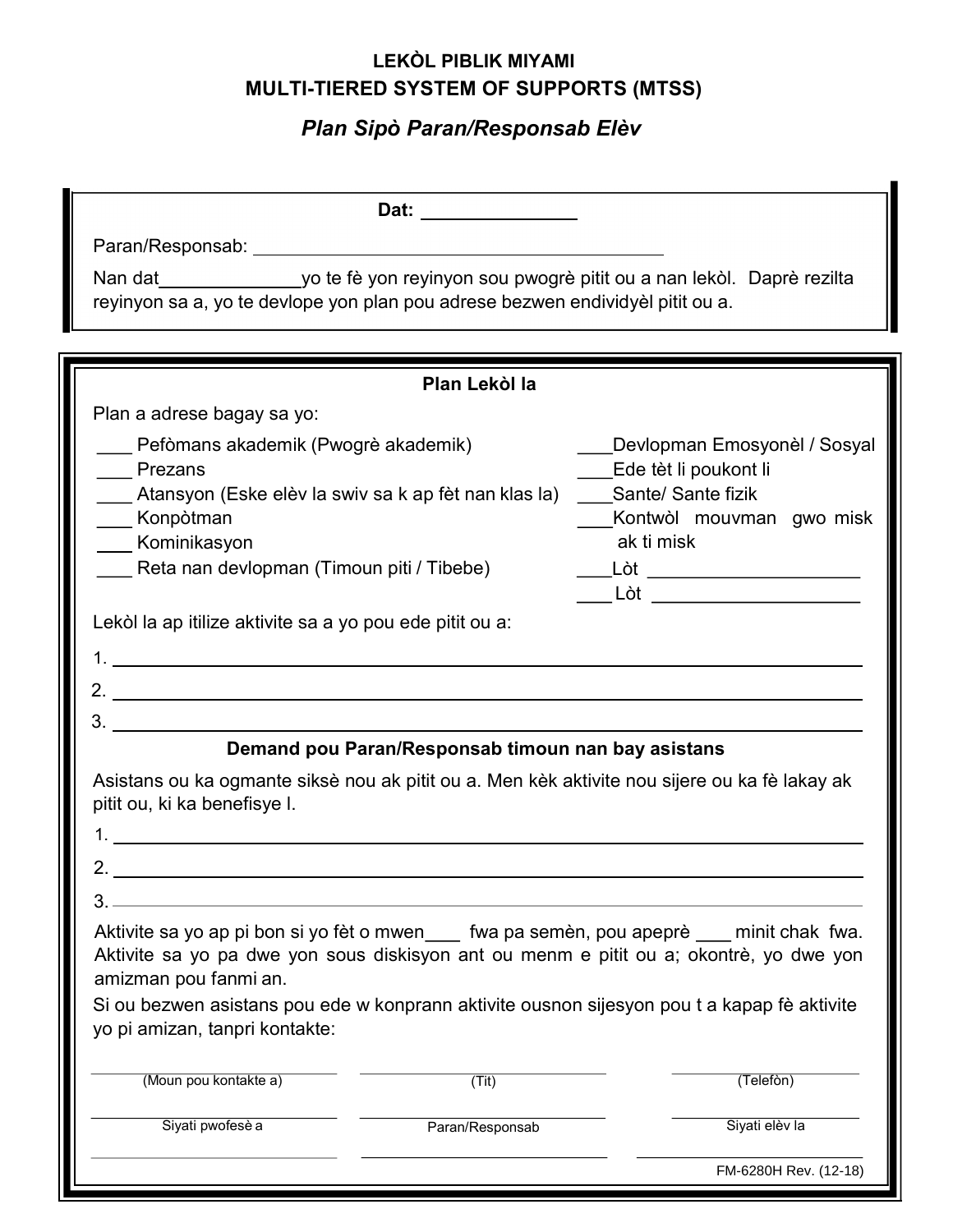**LEKÒL PIBLIK MIYAMI**

**MULTI-TIERED SYSTEM OF SUPPORTS (MTSS)**

***Plan Sipò Paran/Responsab Elèv***

**Dat:** _______________

Paran/Responsab: __________________________________________

Nan dat______________yo te fè yon reyinyon sou pwogrè pitit ou a nan lekòl. Daprè rezilta reyinyon sa a, yo te devlope yon plan pou adrese bezwen endividyèl pitit ou a.

**Plan Lekòl la**

Plan a adrese bagay sa yo:

___ Pefòmans akademik (Pwogrè akademik)
___ Prezans
___ Atansyon (Eske elèv la swiv sa k ap fèt nan klas la)
___ Konpòtman
___ Kominikasyon
___ Reta nan devlopman (Timoun piti / Tibebe)
___Devlopman Emosyonèl / Sosyal
___Ede tèt li poukont li
___Sante/ Sante fizik
___Kontwòl mouvman gwo misk ak ti misk
___Lòt _____________________
___ Lòt _____________________

Lekòl la ap itilize aktivite sa a yo pou ede pitit ou a:

1. ______________________________________________
2. ______________________________________________
3. ______________________________________________

**Demand pou Paran/Responsab timoun nan bay asistans**

Asistans ou ka ogmante siksè nou ak pitit ou a. Men kèk aktivite nou sijere ou ka fè lakay ak pitit ou, ki ka benefisye l.

1. ______________________________________________
2. ______________________________________________
3. ______________________________________________

Aktivite sa yo ap pi bon si yo fèt o mwen___ fwa pa semèn, pou apeprè ___ minit chak fwa. Aktivite sa yo pa dwe yon sous diskisyon ant ou menm e pitit ou a; okontrè, yo dwe yon amizman pou fanmi an.

Si ou bezwen asistans pou ede w konprann aktivite ousnon sijesyon pou t a kapap fè aktivite yo pi amizan, tanpri kontakte:

| | | |
|---|---|---|
| _______________ (Moun pou kontakte a) | _______________ (Tit) | _______________ (Telefòn) |
| _______________ Siyati pwofesè a | _______________ Paran/Responsab | _______________ Siyati elèv la |

FM-6280H Rev. (12-18)